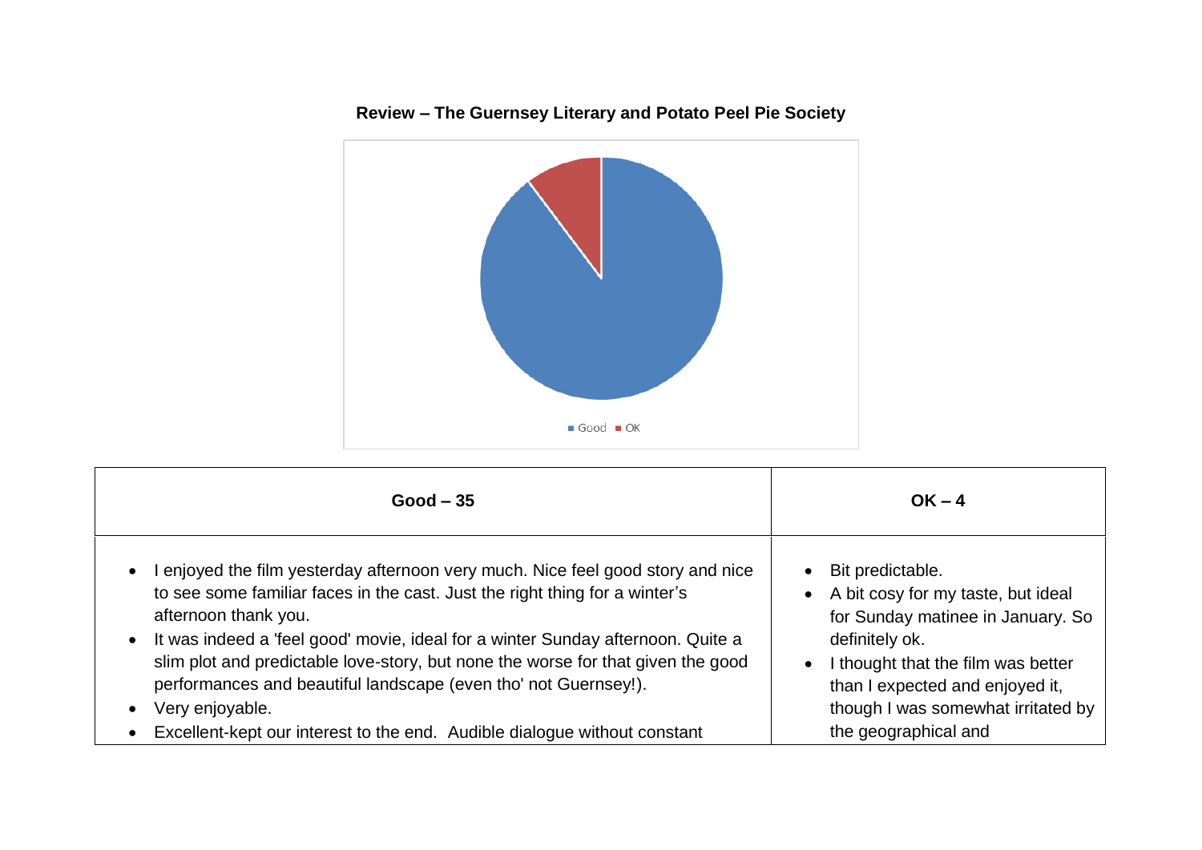**Review – The Guernsey Literary and Potato Peel Pie Society**

Good OK

| Good – 35 | OK – 4 |
|---|---|
| • I enjoyed the film yesterday afternoon very much. Nice feel good story and nice to see some familiar faces in the cast. Just the right thing for a winter's afternoon thank you.<br>• It was indeed a 'feel good' movie, ideal for a winter Sunday afternoon. Quite a slim plot and predictable love-story, but none the worse for that given the good performances and beautiful landscape (even tho' not Guernsey!).<br>• Very enjoyable.<br>• Excellent-kept our interest to the end. Audible dialogue without constant | • Bit predictable.<br>• A bit cosy for my taste, but ideal for Sunday matinee in January. So definitely ok.<br>• I thought that the film was better than I expected and enjoyed it, though I was somewhat irritated by the geographical and |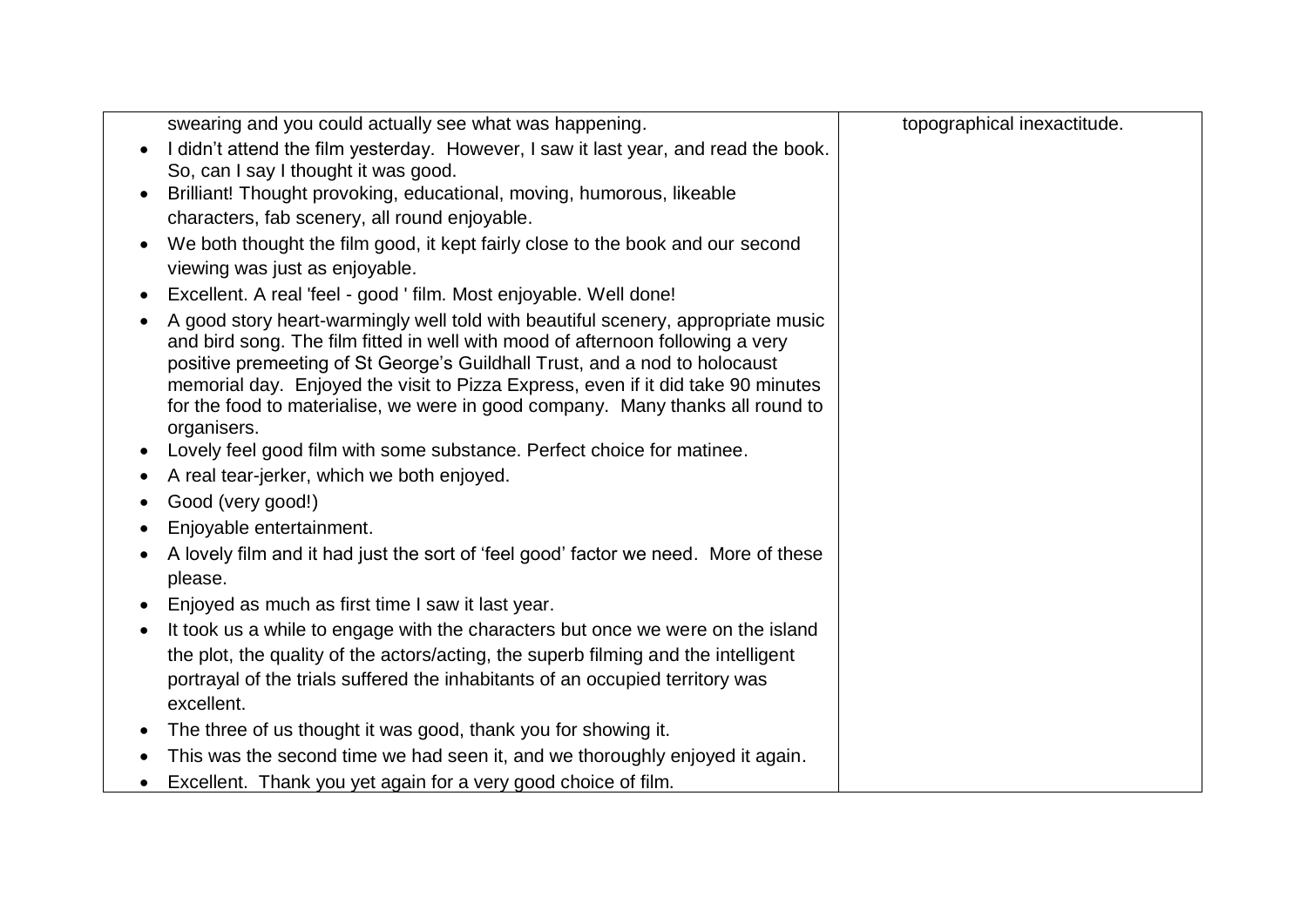| | |
|---|---|
| swearing and you could actually see what was happening.<br>• I didn't attend the film yesterday. However, I saw it last year, and read the book. So, can I say I thought it was good.<br>• Brilliant! Thought provoking, educational, moving, humorous, likeable characters, fab scenery, all round enjoyable.<br>• We both thought the film good, it kept fairly close to the book and our second viewing was just as enjoyable.<br>• Excellent. A real 'feel - good ' film. Most enjoyable. Well done!<br>• A good story heart-warmingly well told with beautiful scenery, appropriate music and bird song. The film fitted in well with mood of afternoon following a very positive premeeting of St George's Guildhall Trust, and a nod to holocaust memorial day. Enjoyed the visit to Pizza Express, even if it did take 90 minutes for the food to materialise, we were in good company. Many thanks all round to organisers.<br>• Lovely feel good film with some substance. Perfect choice for matinee.<br>• A real tear-jerker, which we both enjoyed.<br>• Good (very good!)<br>• Enjoyable entertainment.<br>• A lovely film and it had just the sort of 'feel good' factor we need. More of these please.<br>• Enjoyed as much as first time I saw it last year.<br>• It took us a while to engage with the characters but once we were on the island the plot, the quality of the actors/acting, the superb filming and the intelligent portrayal of the trials suffered the inhabitants of an occupied territory was excellent.<br>• The three of us thought it was good, thank you for showing it.<br>• This was the second time we had seen it, and we thoroughly enjoyed it again.<br>• Excellent. Thank you yet again for a very good choice of film. | topographical inexactitude. |